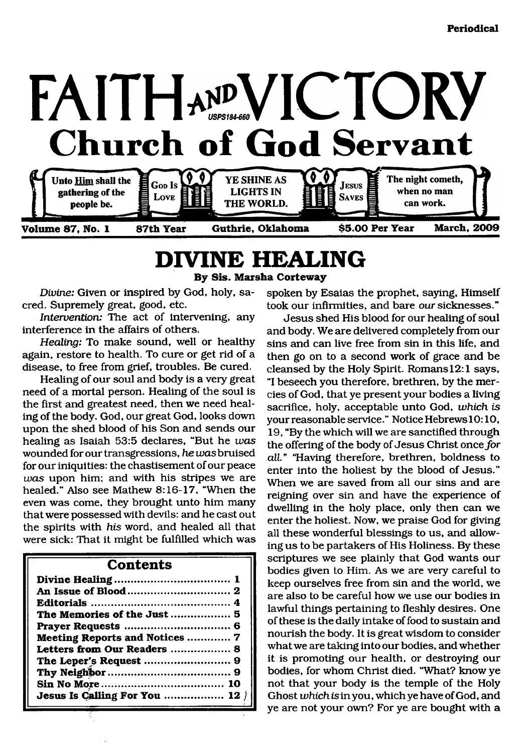Periodical

# FAITH AND VICTORY

## Church of God Servant

USPS184-660

Unto Him shall the gathering of the people be. | GOD IS LOVE | YE SHINE AS LIGHTS IN THE WORLD. | JESUS SAVES | The night cometh, when no man can work.

**Volume 87, No. 1** **87th Year** **Guthrie, Oklahoma** **$5.00 Per Year** **March, 2009**

# DIVINE HEALING

**By Sis. Marsha Corteway**

*Divine:* Given or inspired by God, holy, sacred. Supremely great, good, etc.

*Intervention:* The act of intervening, any interference in the affairs of others.

*Healing:* To make sound, well or healthy again, restore to health. To cure or get rid of a disease, to free from grief, troubles. Be cured.

Healing of our soul and body is a very great need of a mortal person. Healing of the soul is the first and greatest need, then we need healing of the body. God, our great God, looks down upon the shed blood of his Son and sends our healing as Isaiah 53:5 declares, "But he *was* wounded for our transgressions, *he was* bruised for our iniquities: the chastisement of our peace *was* upon him; and with his stripes we are healed." Also see Mathew 8:16-17, "When the even was come, they brought unto him many that were possessed with devils: and he cast out the spirits with *his* word, and healed all that were sick: That it might be fulfilled which was spoken by Esaias the prophet, saying, Himself took our infirmities, and bare *our* sicknesses."

Jesus shed His blood for our healing of soul and body. We are delivered completely from our sins and can live free from sin in this life, and then go on to a second work of grace and be cleansed by the Holy Spirit. Romans 12:1 says, "I beseech you therefore, brethren, by the mercies of God, that ye present your bodies a living sacrifice, holy, acceptable unto God, *which is* your reasonable service." Notice Hebrews 10:10, 19, "By the which will we are sanctified through the offering of the body of Jesus Christ once *for all.*" "Having therefore, brethren, boldness to enter into the holiest by the blood of Jesus." When we are saved from all our sins and are reigning over sin and have the experience of dwelling in the holy place, only then can we enter the holiest. Now, we praise God for giving all these wonderful blessings to us, and allowing us to be partakers of His Holiness. By these scriptures we see plainly that God wants our bodies given to Him. As we are very careful to keep ourselves free from sin and the world, we are also to be careful how we use our bodies in lawful things pertaining to fleshly desires. One of these is the daily intake of food to sustain and nourish the body. It is great wisdom to consider what we are taking into our bodies, and whether it is promoting our health, or destroying our bodies, for whom Christ died. "What? know ye not that your body is the temple of the Holy Ghost *which is* in you, which ye have of God, and ye are not your own? For ye are bought with a

| Contents | |
|---|---|
| Divine Healing | 1 |
| An Issue of Blood | 2 |
| Editorials | 4 |
| The Memories of the Just | 5 |
| Prayer Requests | 6 |
| Meeting Reports and Notices | 7 |
| Letters from Our Readers | 8 |
| The Leper's Request | 9 |
| Thy Neighbor | 9 |
| Sin No More | 10 |
| Jesus Is Calling For You | 12 |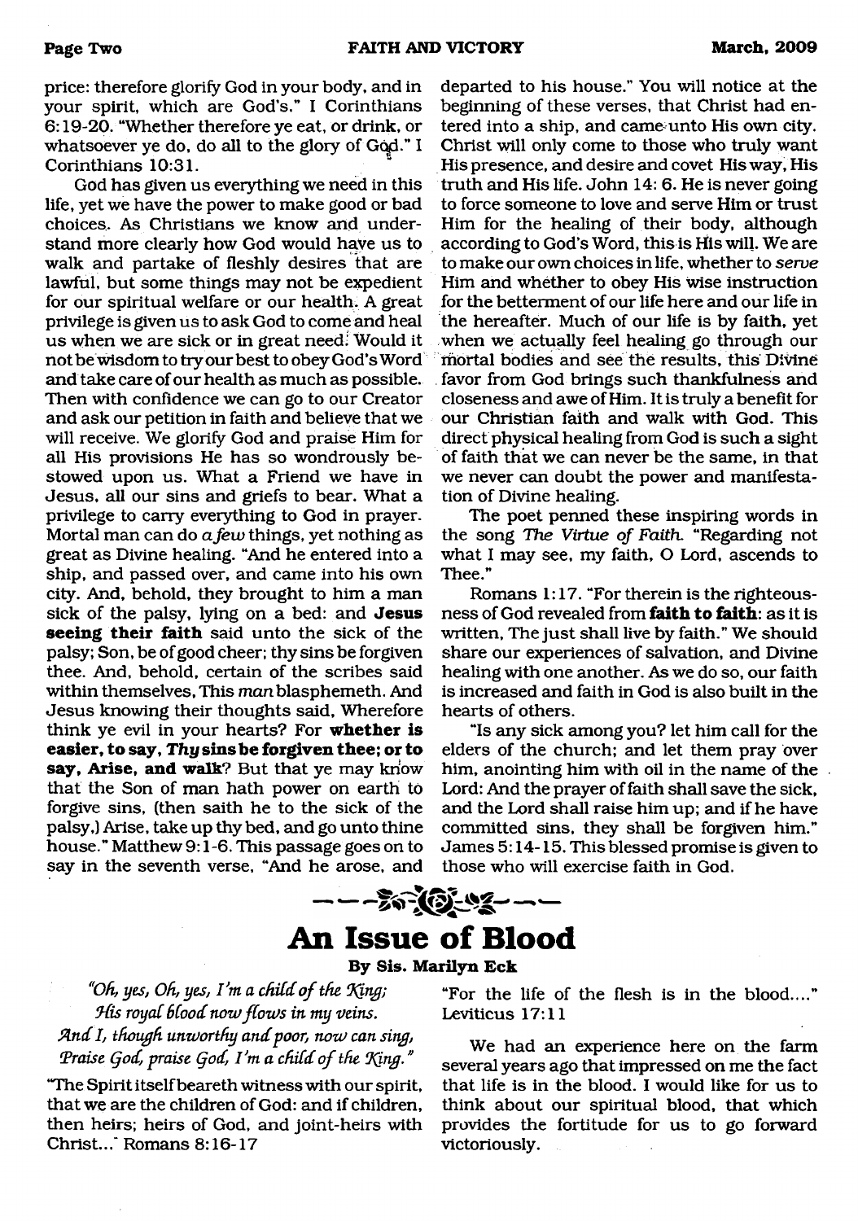price: therefore glorify God in your body, and in your spirit, which are God's." I Corinthians 6:19-20. "Whether therefore ye eat, or drink, or whatsoever ye do, do all to the glory of God." I Corinthians 10:31.

God has given us everything we need in this life, yet we have the power to make good or bad choices. As Christians we know and understand more clearly how God would have us to walk and partake of fleshly desires that are lawful, but some things may not be expedient for our spiritual welfare or our health. A great privilege is given us to ask God to come and heal us when we are sick or in great need. Would it not be wisdom to try our best to obey God's Word and take care of our health as much as possible. Then with confidence we can go to our Creator and ask our petition in faith and believe that we will receive. We glorify God and praise Him for all His provisions He has so wondrously bestowed upon us. What a Friend we have in Jesus, all our sins and griefs to bear. What a privilege to carry everything to God in prayer. Mortal man can do *a few* things, yet nothing as great as Divine healing. "And he entered into a ship, and passed over, and came into his own city. And, behold, they brought to him a man sick of the palsy, lying on a bed: and **Jesus seeing their faith** said unto the sick of the palsy; Son, be of good cheer; thy sins be forgiven thee. And, behold, certain of the scribes said within themselves, This *man* blasphemeth. And Jesus knowing their thoughts said, Wherefore think ye evil in your hearts? For **whether is easier, to say, *Thy* sins be forgiven thee; or to say, Arise, and walk**? But that ye may know that the Son of man hath power on earth to forgive sins, (then saith he to the sick of the palsy,) Arise, take up thy bed, and go unto thine house." Matthew 9:1-6. This passage goes on to say in the seventh verse, "And he arose, and departed to his house." You will notice at the beginning of these verses, that Christ had entered into a ship, and came unto His own city. Christ will only come to those who truly want His presence, and desire and covet His way, His truth and His life. John 14: 6. He is never going to force someone to love and serve Him or trust Him for the healing of their body, although according to God's Word, this is His will. We are to make our own choices in life, whether to *serve* Him and whether to obey His wise instruction for the betterment of our life here and our life in the hereafter. Much of our life is by faith, yet when we actually feel healing go through our mortal bodies and see the results, this Divine favor from God brings such thankfulness and closeness and awe of Him. It is truly a benefit for our Christian faith and walk with God. This direct physical healing from God is such a sight of faith that we can never be the same, in that we never can doubt the power and manifestation of Divine healing.

The poet penned these inspiring words in the song *The Virtue of Faith*. "Regarding not what I may see, my faith, O Lord, ascends to Thee."

Romans 1:17. "For therein is the righteousness of God revealed from **faith to faith**: as it is written, The just shall live by faith." We should share our experiences of salvation, and Divine healing with one another. As we do so, our faith is increased and faith in God is also built in the hearts of others.

"Is any sick among you? let him call for the elders of the church; and let them pray over him, anointing him with oil in the name of the Lord: And the prayer of faith shall save the sick, and the Lord shall raise him up; and if he have committed sins, they shall be forgiven him." James 5:14-15. This blessed promise is given to those who will exercise faith in God.

# An Issue of Blood

**By Sis. Marilyn Eck**

*"Oh, yes, Oh, yes, I'm a child of the King;*
*His royal blood now flows in my veins.*
*And I, though unworthy and poor, now can sing,*
*Praise God, praise God, I'm a child of the King."*

"The Spirit itself beareth witness with our spirit, that we are the children of God: and if children, then heirs; heirs of God, and joint-heirs with Christ..." Romans 8:16-17

"For the life of the flesh is in the blood...." Leviticus 17:11

We had an experience here on the farm several years ago that impressed on me the fact that life is in the blood. I would like for us to think about our spiritual blood, that which provides the fortitude for us to go forward victoriously.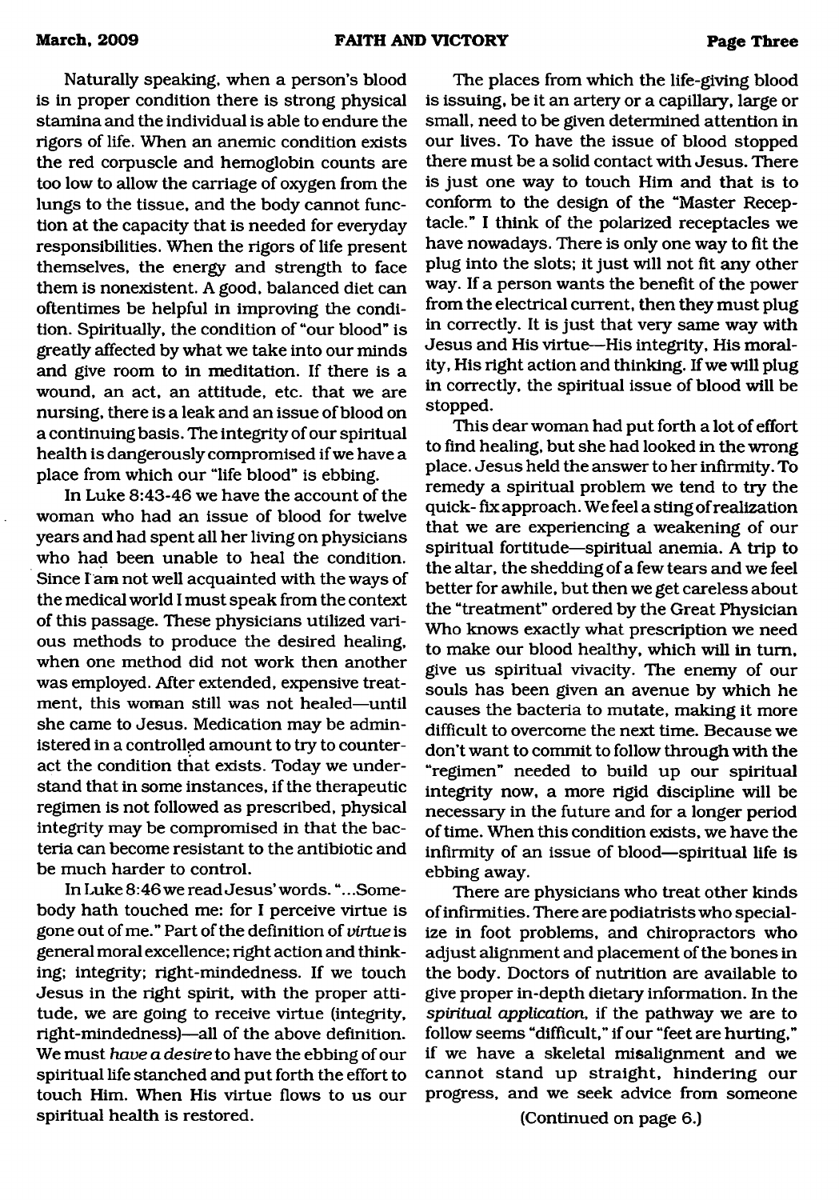Naturally speaking, when a person's blood is in proper condition there is strong physical stamina and the individual is able to endure the rigors of life. When an anemic condition exists the red corpuscle and hemoglobin counts are too low to allow the carriage of oxygen from the lungs to the tissue, and the body cannot function at the capacity that is needed for everyday responsibilities. When the rigors of life present themselves, the energy and strength to face them is nonexistent. A good, balanced diet can oftentimes be helpful in improving the condition. Spiritually, the condition of "our blood" is greatly affected by what we take into our minds and give room to in meditation. If there is a wound, an act, an attitude, etc. that we are nursing, there is a leak and an issue of blood on a continuing basis. The integrity of our spiritual health is dangerously compromised if we have a place from which our "life blood" is ebbing.

In Luke 8:43-46 we have the account of the woman who had an issue of blood for twelve years and had spent all her living on physicians who had been unable to heal the condition. Since I am not well acquainted with the ways of the medical world I must speak from the context of this passage. These physicians utilized various methods to produce the desired healing, when one method did not work then another was employed. After extended, expensive treatment, this woman still was not healed—until she came to Jesus. Medication may be administered in a controlled amount to try to counteract the condition that exists. Today we understand that in some instances, if the therapeutic regimen is not followed as prescribed, physical integrity may be compromised in that the bacteria can become resistant to the antibiotic and be much harder to control.

In Luke 8:46 we read Jesus' words. "...Somebody hath touched me: for I perceive virtue is gone out of me." Part of the definition of *virtue* is general moral excellence; right action and thinking; integrity; right-mindedness. If we touch Jesus in the right spirit, with the proper attitude, we are going to receive virtue (integrity, right-mindedness)—all of the above definition. We must *have a desire* to have the ebbing of our spiritual life stanched and put forth the effort to touch Him. When His virtue flows to us our spiritual health is restored.

The places from which the life-giving blood is issuing, be it an artery or a capillary, large or small, need to be given determined attention in our lives. To have the issue of blood stopped there must be a solid contact with Jesus. There is just one way to touch Him and that is to conform to the design of the "Master Receptacle." I think of the polarized receptacles we have nowadays. There is only one way to fit the plug into the slots; it just will not fit any other way. If a person wants the benefit of the power from the electrical current, then they must plug in correctly. It is just that very same way with Jesus and His virtue—His integrity, His morality, His right action and thinking. If we will plug in correctly, the spiritual issue of blood will be stopped.

This dear woman had put forth a lot of effort to find healing, but she had looked in the wrong place. Jesus held the answer to her infirmity. To remedy a spiritual problem we tend to try the quick-fix approach. We feel a sting of realization that we are experiencing a weakening of our spiritual fortitude—spiritual anemia. A trip to the altar, the shedding of a few tears and we feel better for awhile, but then we get careless about the "treatment" ordered by the Great Physician Who knows exactly what prescription we need to make our blood healthy, which will in turn, give us spiritual vivacity. The enemy of our souls has been given an avenue by which he causes the bacteria to mutate, making it more difficult to overcome the next time. Because we don't want to commit to follow through with the "regimen" needed to build up our spiritual integrity now, a more rigid discipline will be necessary in the future and for a longer period of time. When this condition exists, we have the infirmity of an issue of blood—spiritual life is ebbing away.

There are physicians who treat other kinds of infirmities. There are podiatrists who specialize in foot problems, and chiropractors who adjust alignment and placement of the bones in the body. Doctors of nutrition are available to give proper in-depth dietary information. In the *spiritual application*, if the pathway we are to follow seems "difficult," if our "feet are hurting," if we have a skeletal misalignment and we cannot stand up straight, hindering our progress, and we seek advice from someone

(Continued on page 6.)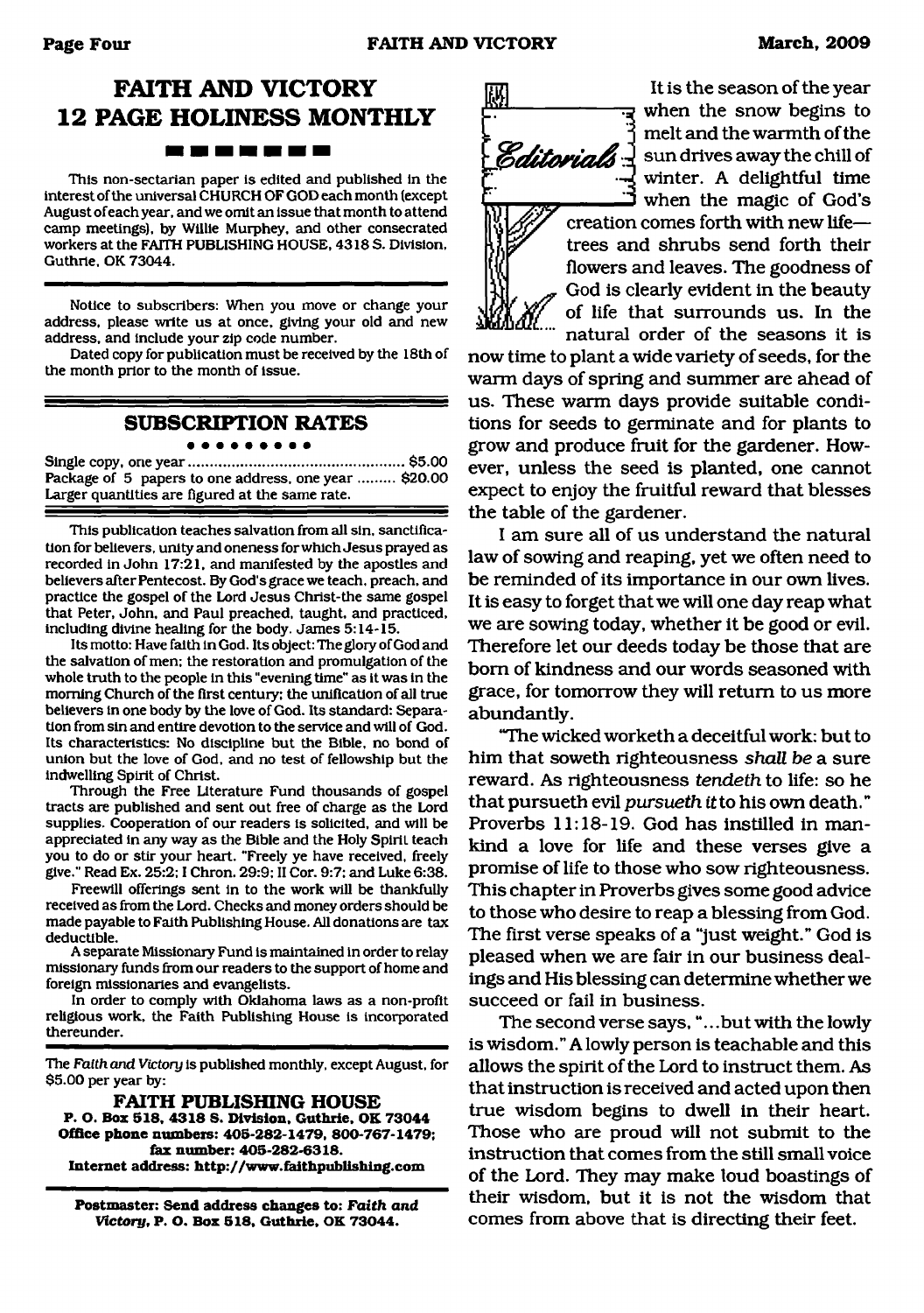# FAITH AND VICTORY 12 PAGE HOLINESS MONTHLY

This non-sectarian paper is edited and published in the interest of the universal CHURCH OF GOD each month (except August of each year, and we omit an issue that month to attend camp meetings), by Willie Murphey, and other consecrated workers at the FAITH PUBLISHING HOUSE, 4318 S. Division, Guthrie, OK 73044.

Notice to subscribers: When you move or change your address, please write us at once, giving your old and new address, and include your zip code number.

Dated copy for publication must be received by the 18th of the month prior to the month of issue.

## SUBSCRIPTION RATES

Single copy, one year .................................................. $5.00
Package of 5 papers to one address, one year ......... $20.00
Larger quantities are figured at the same rate.

This publication teaches salvation from all sin, sanctification for believers, unity and oneness for which Jesus prayed as recorded in John 17:21, and manifested by the apostles and believers after Pentecost. By God's grace we teach, preach, and practice the gospel of the Lord Jesus Christ-the same gospel that Peter, John, and Paul preached, taught, and practiced, including divine healing for the body. James 5:14-15.

Its motto: Have faith in God. Its object: The glory of God and the salvation of men; the restoration and promulgation of the whole truth to the people in this "evening time" as it was in the morning Church of the first century; the unification of all true believers in one body by the love of God. Its standard: Separation from sin and entire devotion to the service and will of God. Its characteristics: No discipline but the Bible, no bond of union but the love of God, and no test of fellowship but the indwelling Spirit of Christ.

Through the Free Literature Fund thousands of gospel tracts are published and sent out free of charge as the Lord supplies. Cooperation of our readers is solicited, and will be appreciated in any way as the Bible and the Holy Spirit teach you to do or stir your heart. "Freely ye have received, freely give." Read Ex. 25:2; I Chron. 29:9; II Cor. 9:7; and Luke 6:38.

Freewill offerings sent in to the work will be thankfully received as from the Lord. Checks and money orders should be made payable to Faith Publishing House. All donations are tax deductible.

A separate Missionary Fund is maintained in order to relay missionary funds from our readers to the support of home and foreign missionaries and evangelists.

In order to comply with Oklahoma laws as a non-profit religious work, the Faith Publishing House is incorporated thereunder.

The *Faith and Victory* is published monthly, except August, for $5.00 per year by:

**FAITH PUBLISHING HOUSE**
**P. O. Box 518, 4318 S. Division, Guthrie, OK 73044**
**Office phone numbers: 405-282-1479, 800-767-1479; fax number: 405-282-6318.**
**Internet address: http://www.faithpublishing.com**

**Postmaster: Send address changes to: *Faith and Victory*, P. O. Box 518, Guthrie, OK 73044.**

## Editorials

It is the season of the year when the snow begins to melt and the warmth of the sun drives away the chill of winter. A delightful time when the magic of God's creation comes forth with new life—trees and shrubs send forth their flowers and leaves. The goodness of God is clearly evident in the beauty of life that surrounds us. In the natural order of the seasons it is now time to plant a wide variety of seeds, for the warm days of spring and summer are ahead of us. These warm days provide suitable conditions for seeds to germinate and for plants to grow and produce fruit for the gardener. However, unless the seed is planted, one cannot expect to enjoy the fruitful reward that blesses the table of the gardener.

I am sure all of us understand the natural law of sowing and reaping, yet we often need to be reminded of its importance in our own lives. It is easy to forget that we will one day reap what we are sowing today, whether it be good or evil. Therefore let our deeds today be those that are born of kindness and our words seasoned with grace, for tomorrow they will return to us more abundantly.

"The wicked worketh a deceitful work: but to him that soweth righteousness *shall be* a sure reward. As righteousness *tendeth* to life: so he that pursueth evil *pursueth it* to his own death." Proverbs 11:18-19. God has instilled in mankind a love for life and these verses give a promise of life to those who sow righteousness. This chapter in Proverbs gives some good advice to those who desire to reap a blessing from God. The first verse speaks of a "just weight." God is pleased when we are fair in our business dealings and His blessing can determine whether we succeed or fail in business.

The second verse says, "...but with the lowly is wisdom." A lowly person is teachable and this allows the spirit of the Lord to instruct them. As that instruction is received and acted upon then true wisdom begins to dwell in their heart. Those who are proud will not submit to the instruction that comes from the still small voice of the Lord. They may make loud boastings of their wisdom, but it is not the wisdom that comes from above that is directing their feet.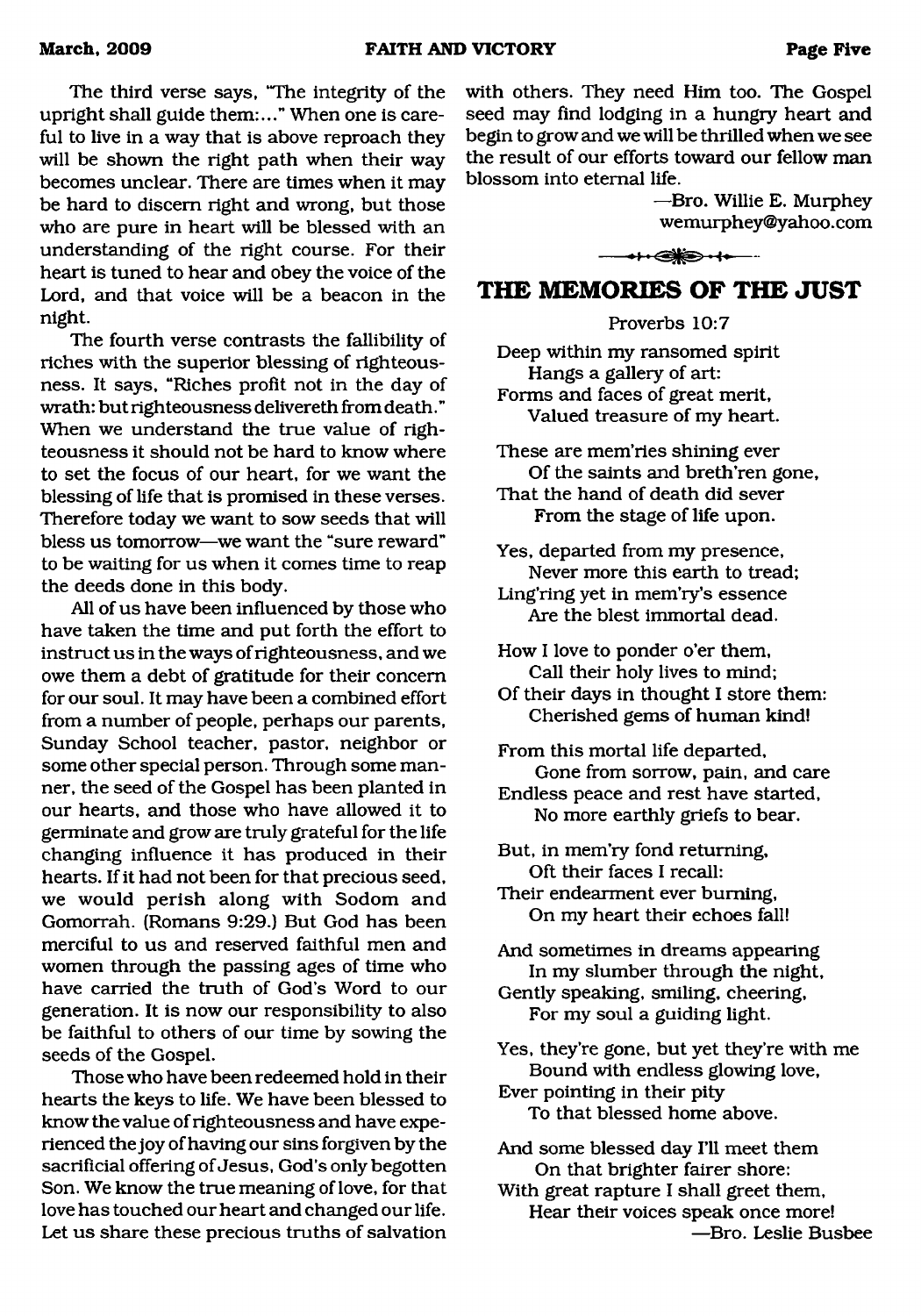The third verse says, "The integrity of the upright shall guide them:..." When one is careful to live in a way that is above reproach they will be shown the right path when their way becomes unclear. There are times when it may be hard to discern right and wrong, but those who are pure in heart will be blessed with an understanding of the right course. For their heart is tuned to hear and obey the voice of the Lord, and that voice will be a beacon in the night.

The fourth verse contrasts the fallibility of riches with the superior blessing of righteousness. It says, "Riches profit not in the day of wrath: but righteousness delivereth from death." When we understand the true value of righteousness it should not be hard to know where to set the focus of our heart, for we want the blessing of life that is promised in these verses. Therefore today we want to sow seeds that will bless us tomorrow—we want the "sure reward" to be waiting for us when it comes time to reap the deeds done in this body.

All of us have been influenced by those who have taken the time and put forth the effort to instruct us in the ways of righteousness, and we owe them a debt of gratitude for their concern for our soul. It may have been a combined effort from a number of people, perhaps our parents, Sunday School teacher, pastor, neighbor or some other special person. Through some manner, the seed of the Gospel has been planted in our hearts, and those who have allowed it to germinate and grow are truly grateful for the life changing influence it has produced in their hearts. If it had not been for that precious seed, we would perish along with Sodom and Gomorrah. (Romans 9:29.) But God has been merciful to us and reserved faithful men and women through the passing ages of time who have carried the truth of God's Word to our generation. It is now our responsibility to also be faithful to others of our time by sowing the seeds of the Gospel.

Those who have been redeemed hold in their hearts the keys to life. We have been blessed to know the value of righteousness and have experienced the joy of having our sins forgiven by the sacrificial offering of Jesus, God's only begotten Son. We know the true meaning of love, for that love has touched our heart and changed our life. Let us share these precious truths of salvation with others. They need Him too. The Gospel seed may find lodging in a hungry heart and begin to grow and we will be thrilled when we see the result of our efforts toward our fellow man blossom into eternal life.

—Bro. Willie E. Murphey
wemurphey@yahoo.com

## THE MEMORIES OF THE JUST

Proverbs 10:7

Deep within my ransomed spirit
Hangs a gallery of art:
Forms and faces of great merit,
Valued treasure of my heart.

These are mem'ries shining ever
Of the saints and breth'ren gone,
That the hand of death did sever
From the stage of life upon.

Yes, departed from my presence,
Never more this earth to tread;
Ling'ring yet in mem'ry's essence
Are the blest immortal dead.

How I love to ponder o'er them,
Call their holy lives to mind;
Of their days in thought I store them:
Cherished gems of human kind!

From this mortal life departed,
Gone from sorrow, pain, and care
Endless peace and rest have started,
No more earthly griefs to bear.

But, in mem'ry fond returning,
Oft their faces I recall:
Their endearment ever burning,
On my heart their echoes fall!

And sometimes in dreams appearing
In my slumber through the night,
Gently speaking, smiling, cheering,
For my soul a guiding light.

Yes, they're gone, but yet they're with me
Bound with endless glowing love,
Ever pointing in their pity
To that blessed home above.

And some blessed day I'll meet them
On that brighter fairer shore:
With great rapture I shall greet them,
Hear their voices speak once more!

—Bro. Leslie Busbee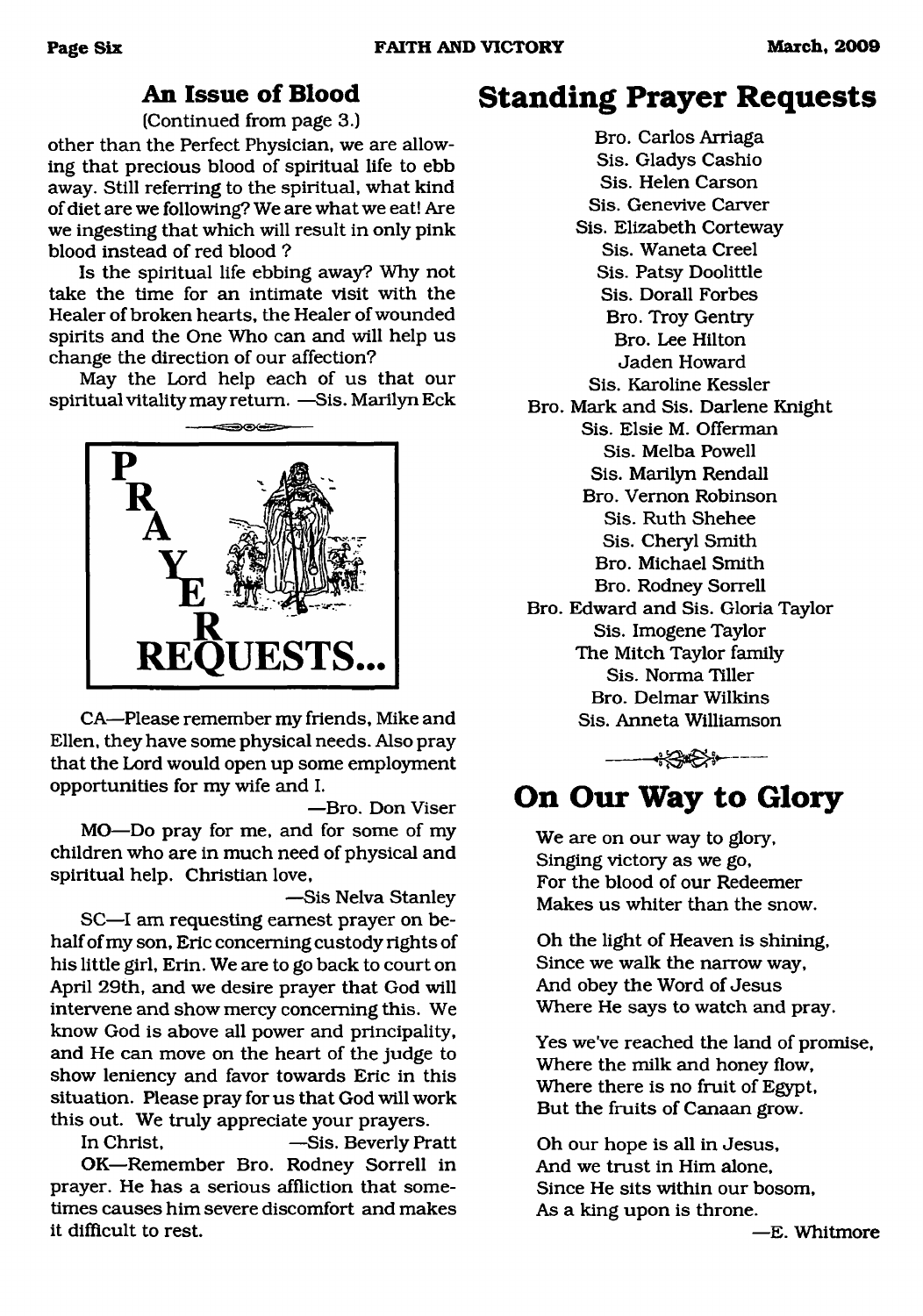## An Issue of Blood

(Continued from page 3.)

other than the Perfect Physician, we are allowing that precious blood of spiritual life to ebb away. Still referring to the spiritual, what kind of diet are we following? We are what we eat! Are we ingesting that which will result in only pink blood instead of red blood ?

Is the spiritual life ebbing away? Why not take the time for an intimate visit with the Healer of broken hearts, the Healer of wounded spirits and the One Who can and will help us change the direction of our affection?

May the Lord help each of us that our spiritual vitality may return. —Sis. Marilyn Eck

## PRAYER REQUESTS...

CA—Please remember my friends, Mike and Ellen, they have some physical needs. Also pray that the Lord would open up some employment opportunities for my wife and I.

—Bro. Don Viser

MO—Do pray for me, and for some of my children who are in much need of physical and spiritual help. Christian love,

—Sis Nelva Stanley

SC—I am requesting earnest prayer on behalf of my son, Eric concerning custody rights of his little girl, Erin. We are to go back to court on April 29th, and we desire prayer that God will intervene and show mercy concerning this. We know God is above all power and principality, and He can move on the heart of the judge to show leniency and favor towards Eric in this situation. Please pray for us that God will work this out. We truly appreciate your prayers.

In Christ, —Sis. Beverly Pratt

OK—Remember Bro. Rodney Sorrell in prayer. He has a serious affliction that sometimes causes him severe discomfort and makes it difficult to rest.

# Standing Prayer Requests

Bro. Carlos Arriaga
Sis. Gladys Cashio
Sis. Helen Carson
Sis. Genevive Carver
Sis. Elizabeth Corteway
Sis. Waneta Creel
Sis. Patsy Doolittle
Sis. Dorall Forbes
Bro. Troy Gentry
Bro. Lee Hilton
Jaden Howard
Sis. Karoline Kessler
Bro. Mark and Sis. Darlene Knight
Sis. Elsie M. Offerman
Sis. Melba Powell
Sis. Marilyn Rendall
Bro. Vernon Robinson
Sis. Ruth Shehee
Sis. Cheryl Smith
Bro. Michael Smith
Bro. Rodney Sorrell
Bro. Edward and Sis. Gloria Taylor
Sis. Imogene Taylor
The Mitch Taylor family
Sis. Norma Tiller
Bro. Delmar Wilkins
Sis. Anneta Williamson

# On Our Way to Glory

We are on our way to glory,
Singing victory as we go,
For the blood of our Redeemer
Makes us whiter than the snow.

Oh the light of Heaven is shining,
Since we walk the narrow way,
And obey the Word of Jesus
Where He says to watch and pray.

Yes we've reached the land of promise,
Where the milk and honey flow,
Where there is no fruit of Egypt,
But the fruits of Canaan grow.

Oh our hope is all in Jesus,
And we trust in Him alone,
Since He sits within our bosom,
As a king upon is throne.

—E. Whitmore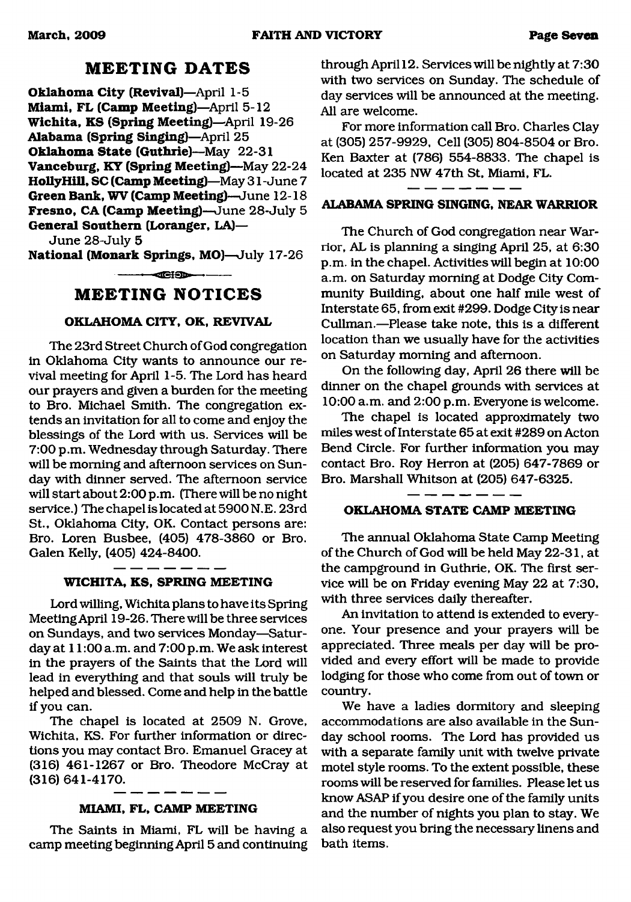## MEETING DATES

**Oklahoma City (Revival)**—April 1-5
**Miami, FL (Camp Meeting)**—April 5-12
**Wichita, KS (Spring Meeting)**—April 19-26
**Alabama (Spring Singing)**—April 25
**Oklahoma State (Guthrie)**—May 22-31
**Vanceburg, KY (Spring Meeting)**—May 22-24
**HollyHill, SC (Camp Meeting)**—May 31-June 7
**Green Bank, WV (Camp Meeting)**—June 12-18
**Fresno, CA (Camp Meeting)**—June 28-July 5
**General Southern (Loranger, LA)**—
June 28-July 5
**National (Monark Springs, MO)**—July 17-26

## MEETING NOTICES

### OKLAHOMA CITY, OK, REVIVAL

The 23rd Street Church of God congregation in Oklahoma City wants to announce our revival meeting for April 1-5. The Lord has heard our prayers and given a burden for the meeting to Bro. Michael Smith. The congregation extends an invitation for all to come and enjoy the blessings of the Lord with us. Services will be 7:00 p.m. Wednesday through Saturday. There will be morning and afternoon services on Sunday with dinner served. The afternoon service will start about 2:00 p.m. (There will be no night service.) The chapel is located at 5900 N.E. 23rd St., Oklahoma City, OK. Contact persons are: Bro. Loren Busbee, (405) 478-3860 or Bro. Galen Kelly, (405) 424-8400.

### WICHITA, KS, SPRING MEETING

Lord willing, Wichita plans to have its Spring Meeting April 19-26. There will be three services on Sundays, and two services Monday—Saturday at 11:00 a.m. and 7:00 p.m. We ask interest in the prayers of the Saints that the Lord will lead in everything and that souls will truly be helped and blessed. Come and help in the battle if you can.

The chapel is located at 2509 N. Grove, Wichita, KS. For further information or directions you may contact Bro. Emanuel Gracey at (316) 461-1267 or Bro. Theodore McCray at (316) 641-4170.

### MIAMI, FL, CAMP MEETING

The Saints in Miami, FL will be having a camp meeting beginning April 5 and continuing through April 12. Services will be nightly at 7:30 with two services on Sunday. The schedule of day services will be announced at the meeting. All are welcome.

For more information call Bro. Charles Clay at (305) 257-9929, Cell (305) 804-8504 or Bro. Ken Baxter at (786) 554-8833. The chapel is located at 235 NW 47th St, Miami, FL.

### ALABAMA SPRING SINGING, NEAR WARRIOR

The Church of God congregation near Warrior, AL is planning a singing April 25, at 6:30 p.m. in the chapel. Activities will begin at 10:00 a.m. on Saturday morning at Dodge City Community Building, about one half mile west of Interstate 65, from exit #299. Dodge City is near Cullman.—Please take note, this is a different location than we usually have for the activities on Saturday morning and afternoon.

On the following day, April 26 there will be dinner on the chapel grounds with services at 10:00 a.m. and 2:00 p.m. Everyone is welcome.

The chapel is located approximately two miles west of Interstate 65 at exit #289 on Acton Bend Circle. For further information you may contact Bro. Roy Herron at (205) 647-7869 or Bro. Marshall Whitson at (205) 647-6325.

### OKLAHOMA STATE CAMP MEETING

The annual Oklahoma State Camp Meeting of the Church of God will be held May 22-31, at the campground in Guthrie, OK. The first service will be on Friday evening May 22 at 7:30, with three services daily thereafter.

An invitation to attend is extended to everyone. Your presence and your prayers will be appreciated. Three meals per day will be provided and every effort will be made to provide lodging for those who come from out of town or country.

We have a ladies dormitory and sleeping accommodations are also available in the Sunday school rooms. The Lord has provided us with a separate family unit with twelve private motel style rooms. To the extent possible, these rooms will be reserved for families. Please let us know ASAP if you desire one of the family units and the number of nights you plan to stay. We also request you bring the necessary linens and bath items.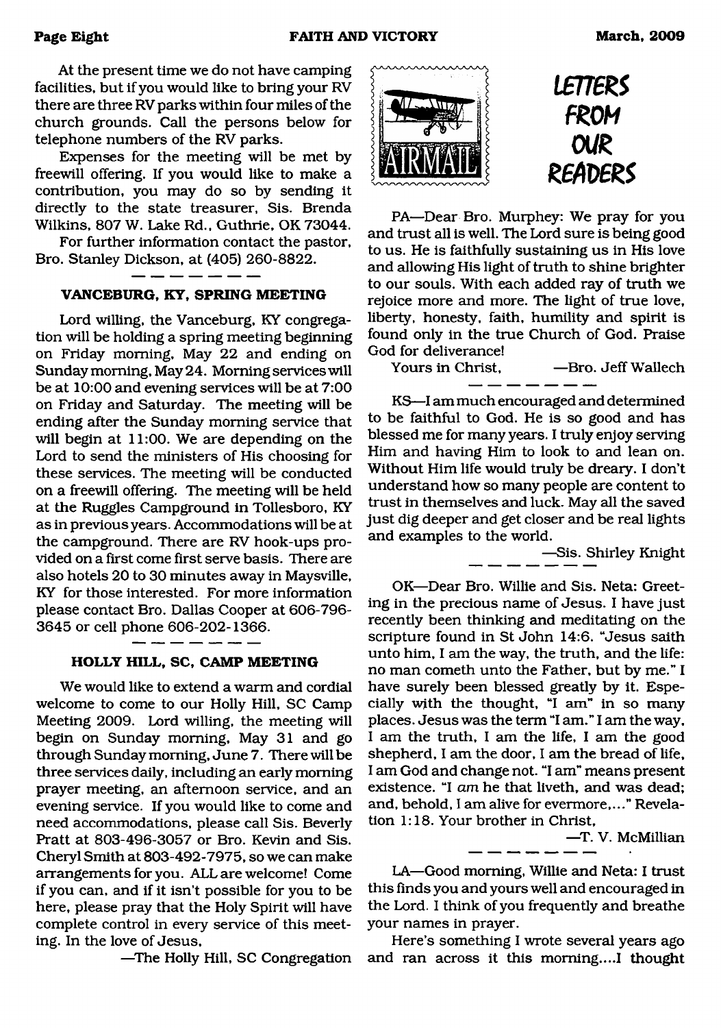At the present time we do not have camping facilities, but if you would like to bring your RV there are three RV parks within four miles of the church grounds. Call the persons below for telephone numbers of the RV parks.

Expenses for the meeting will be met by freewill offering. If you would like to make a contribution, you may do so by sending it directly to the state treasurer, Sis. Brenda Wilkins, 807 W. Lake Rd., Guthrie, OK 73044.

For further information contact the pastor, Bro. Stanley Dickson, at (405) 260-8822.

---

### VANCEBURG, KY, SPRING MEETING

Lord willing, the Vanceburg, KY congregation will be holding a spring meeting beginning on Friday morning, May 22 and ending on Sunday morning, May 24. Morning services will be at 10:00 and evening services will be at 7:00 on Friday and Saturday. The meeting will be ending after the Sunday morning service that will begin at 11:00. We are depending on the Lord to send the ministers of His choosing for these services. The meeting will be conducted on a freewill offering. The meeting will be held at the Ruggles Campground in Tollesboro, KY as in previous years. Accommodations will be at the campground. There are RV hook-ups provided on a first come first serve basis. There are also hotels 20 to 30 minutes away in Maysville, KY for those interested. For more information please contact Bro. Dallas Cooper at 606-796-3645 or cell phone 606-202-1366.

---

### HOLLY HILL, SC, CAMP MEETING

We would like to extend a warm and cordial welcome to come to our Holly Hill, SC Camp Meeting 2009. Lord willing, the meeting will begin on Sunday morning, May 31 and go through Sunday morning, June 7. There will be three services daily, including an early morning prayer meeting, an afternoon service, and an evening service. If you would like to come and need accommodations, please call Sis. Beverly Pratt at 803-496-3057 or Bro. Kevin and Sis. Cheryl Smith at 803-492-7975, so we can make arrangements for you. ALL are welcome! Come if you can, and if it isn't possible for you to be here, please pray that the Holy Spirit will have complete control in every service of this meeting. In the love of Jesus,

—The Holly Hill, SC Congregation

## LETTERS FROM OUR READERS

PA—Dear Bro. Murphey: We pray for you and trust all is well. The Lord sure is being good to us. He is faithfully sustaining us in His love and allowing His light of truth to shine brighter to our souls. With each added ray of truth we rejoice more and more. The light of true love, liberty, honesty, faith, humility and spirit is found only in the true Church of God. Praise God for deliverance!

Yours in Christ, —Bro. Jeff Wallech

---

KS—I am much encouraged and determined to be faithful to God. He is so good and has blessed me for many years. I truly enjoy serving Him and having Him to look to and lean on. Without Him life would truly be dreary. I don't understand how so many people are content to trust in themselves and luck. May all the saved just dig deeper and get closer and be real lights and examples to the world.

—Sis. Shirley Knight

---

OK—Dear Bro. Willie and Sis. Neta: Greeting in the precious name of Jesus. I have just recently been thinking and meditating on the scripture found in St John 14:6. "Jesus saith unto him, I am the way, the truth, and the life: no man cometh unto the Father, but by me." I have surely been blessed greatly by it. Especially with the thought, "I am" in so many places. Jesus was the term "I am." I am the way, I am the truth, I am the life, I am the good shepherd, I am the door, I am the bread of life, I am God and change not. "I am" means present existence. "I *am* he that liveth, and was dead; and, behold, I am alive for evermore,..." Revelation 1:18. Your brother in Christ,

—T. V. McMillian

---

LA—Good morning, Willie and Neta: I trust this finds you and yours well and encouraged in the Lord. I think of you frequently and breathe your names in prayer.

Here's something I wrote several years ago and ran across it this morning....I thought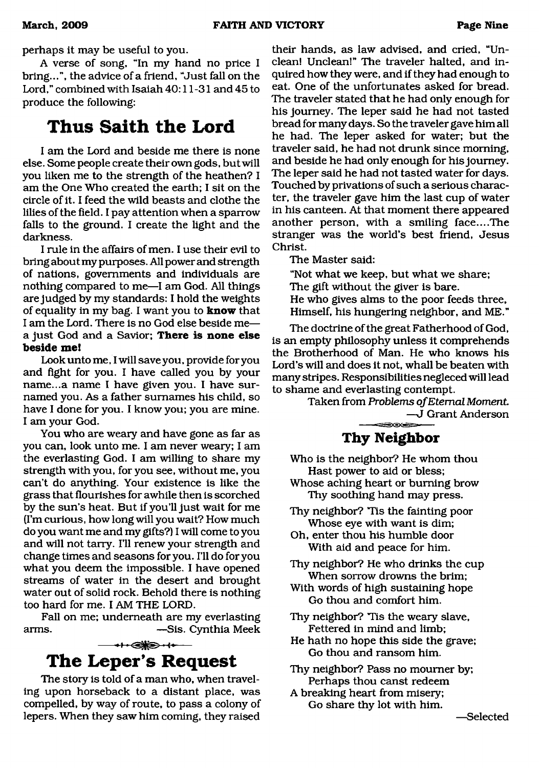perhaps it may be useful to you.

A verse of song, "In my hand no price I bring...", the advice of a friend, "Just fall on the Lord," combined with Isaiah 40:11-31 and 45 to produce the following:

## Thus Saith the Lord

I am the Lord and beside me there is none else. Some people create their own gods, but will you liken me to the strength of the heathen? I am the One Who created the earth; I sit on the circle of it. I feed the wild beasts and clothe the lilies of the field. I pay attention when a sparrow falls to the ground. I create the light and the darkness.

I rule in the affairs of men. I use their evil to bring about my purposes. All power and strength of nations, governments and individuals are nothing compared to me—I am God. All things are judged by my standards: I hold the weights of equality in my bag. I want you to **know** that I am the Lord. There is no God else beside me—a just God and a Savior; **There is none else beside me!**

Look unto me, I will save you, provide for you and fight for you. I have called you by your name...a name I have given you. I have surnamed you. As a father surnames his child, so have I done for you. I know you; you are mine. I am your God.

You who are weary and have gone as far as you can, look unto me. I am never weary; I am the everlasting God. I am willing to share my strength with you, for you see, without me, you can't do anything. Your existence is like the grass that flourishes for awhile then is scorched by the sun's heat. But if you'll just wait for me (I'm curious, how long will you wait? How much do you want me and my gifts?) I will come to you and will not tarry. I'll renew your strength and change times and seasons for you. I'll do for you what you deem the impossible. I have opened streams of water in the desert and brought water out of solid rock. Behold there is nothing too hard for me. I AM THE LORD.

Fall on me; underneath are my everlasting arms. —Sis. Cynthia Meek

## The Leper's Request

The story is told of a man who, when traveling upon horseback to a distant place, was compelled, by way of route, to pass a colony of lepers. When they saw him coming, they raised their hands, as law advised, and cried, "Unclean! Unclean!" The traveler halted, and inquired how they were, and if they had enough to eat. One of the unfortunates asked for bread. The traveler stated that he had only enough for his journey. The leper said he had not tasted bread for many days. So the traveler gave him all he had. The leper asked for water; but the traveler said, he had not drunk since morning, and beside he had only enough for his journey. The leper said he had not tasted water for days. Touched by privations of such a serious character, the traveler gave him the last cup of water in his canteen. At that moment there appeared another person, with a smiling face....The stranger was the world's best friend, Jesus Christ.

The Master said:

"Not what we keep, but what we share;
The gift without the giver is bare.
He who gives alms to the poor feeds three,
Himself, his hungering neighbor, and ME."

The doctrine of the great Fatherhood of God, is an empty philosophy unless it comprehends the Brotherhood of Man. He who knows his Lord's will and does it not, whall be beaten with many stripes. Responsibilities neglected will lead to shame and everlasting contempt.

Taken from *Problems of Eternal Moment.*
—J Grant Anderson

## Thy Neighbor

Who is the neighbor? He whom thou
Hast power to aid or bless;
Whose aching heart or burning brow
Thy soothing hand may press.

Thy neighbor? 'Tis the fainting poor
Whose eye with want is dim;
Oh, enter thou his humble door
With aid and peace for him.

Thy neighbor? He who drinks the cup
When sorrow drowns the brim;
With words of high sustaining hope
Go thou and comfort him.

Thy neighbor? 'Tis the weary slave,
Fettered in mind and limb;
He hath no hope this side the grave;
Go thou and ransom him.

Thy neighbor? Pass no mourner by;
Perhaps thou canst redeem
A breaking heart from misery;
Go share thy lot with him.

—Selected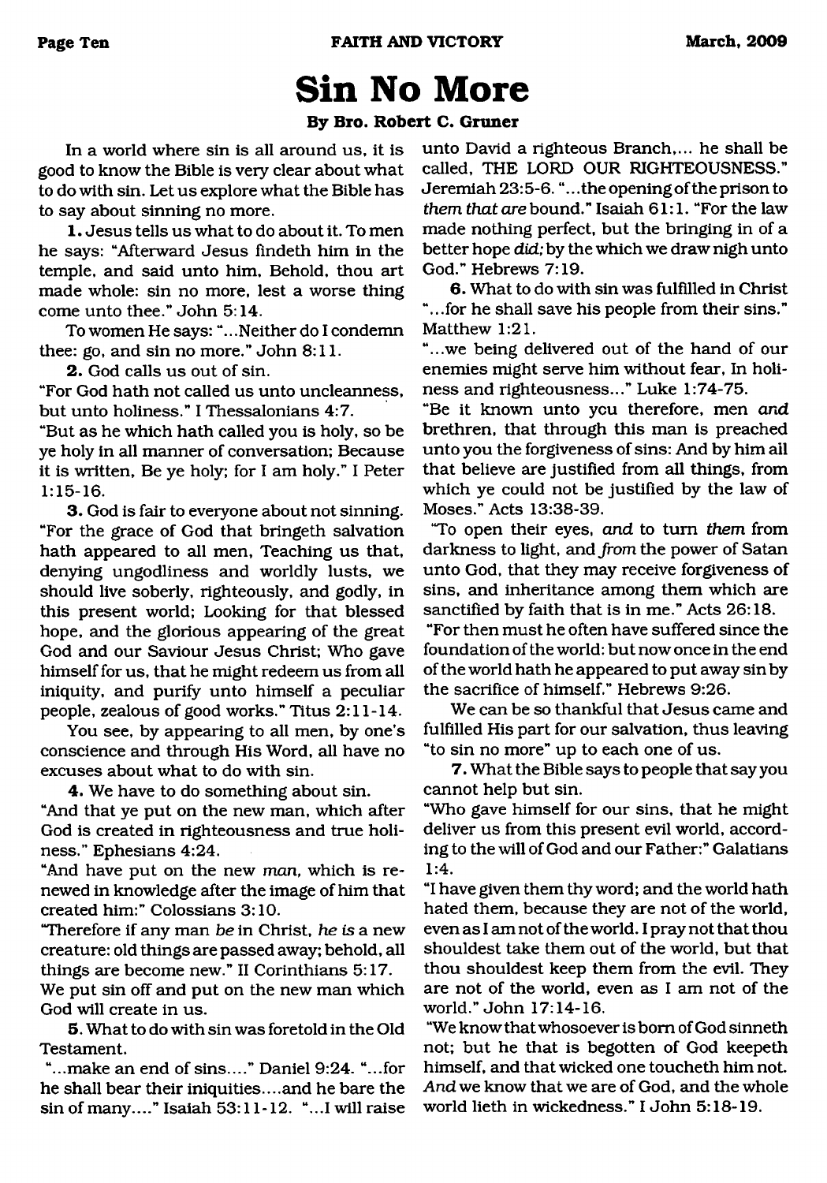# Sin No More

**By Bro. Robert C. Gruner**

In a world where sin is all around us, it is good to know the Bible is very clear about what to do with sin. Let us explore what the Bible has to say about sinning no more.

**1.** Jesus tells us what to do about it. To men he says: "Afterward Jesus findeth him in the temple, and said unto him, Behold, thou art made whole: sin no more, lest a worse thing come unto thee." John 5:14.

To women He says: "...Neither do I condemn thee: go, and sin no more." John 8:11.

**2.** God calls us out of sin.

"For God hath not called us unto uncleanness, but unto holiness." I Thessalonians 4:7.

"But as he which hath called you is holy, so be ye holy in all manner of conversation; Because it is written, Be ye holy; for I am holy." I Peter 1:15-16.

**3.** God is fair to everyone about not sinning. "For the grace of God that bringeth salvation hath appeared to all men, Teaching us that, denying ungodliness and worldly lusts, we should live soberly, righteously, and godly, in this present world; Looking for that blessed hope, and the glorious appearing of the great God and our Saviour Jesus Christ; Who gave himself for us, that he might redeem us from all iniquity, and purify unto himself a peculiar people, zealous of good works." Titus 2:11-14.

You see, by appearing to all men, by one's conscience and through His Word, all have no excuses about what to do with sin.

**4.** We have to do something about sin.

"And that ye put on the new man, which after God is created in righteousness and true holiness." Ephesians 4:24.

"And have put on the new *man*, which is renewed in knowledge after the image of him that created him:" Colossians 3:10.

"Therefore if any man *be* in Christ, *he is* a new creature: old things are passed away; behold, all things are become new." II Corinthians 5:17.

We put sin off and put on the new man which God will create in us.

**5.** What to do with sin was foretold in the Old Testament.

"...make an end of sins...." Daniel 9:24. "...for he shall bear their iniquities....and he bare the sin of many...." Isaiah 53:11-12. "...I will raise unto David a righteous Branch,... he shall be called, THE LORD OUR RIGHTEOUSNESS." Jeremiah 23:5-6. "...the opening of the prison to *them that are* bound." Isaiah 61:1. "For the law made nothing perfect, but the bringing in of a better hope *did;* by the which we draw nigh unto God." Hebrews 7:19.

**6.** What to do with sin was fulfilled in Christ "...for he shall save his people from their sins." Matthew 1:21.

"...we being delivered out of the hand of our enemies might serve him without fear, In holiness and righteousness..." Luke 1:74-75.

"Be it known unto you therefore, men *and* brethren, that through this man is preached unto you the forgiveness of sins: And by him all that believe are justified from all things, from which ye could not be justified by the law of Moses." Acts 13:38-39.

"To open their eyes, *and* to turn *them* from darkness to light, and *from* the power of Satan unto God, that they may receive forgiveness of sins, and inheritance among them which are sanctified by faith that is in me." Acts 26:18.

"For then must he often have suffered since the foundation of the world: but now once in the end of the world hath he appeared to put away sin by the sacrifice of himself." Hebrews 9:26.

We can be so thankful that Jesus came and fulfilled His part for our salvation, thus leaving "to sin no more" up to each one of us.

**7.** What the Bible says to people that say you cannot help but sin.

"Who gave himself for our sins, that he might deliver us from this present evil world, according to the will of God and our Father:" Galatians 1:4.

"I have given them thy word; and the world hath hated them, because they are not of the world, even as I am not of the world. I pray not that thou shouldest take them out of the world, but that thou shouldest keep them from the evil. They are not of the world, even as I am not of the world." John 17:14-16.

"We know that whosoever is born of God sinneth not; but he that is begotten of God keepeth himself, and that wicked one toucheth him not. *And* we know that we are of God, and the whole world lieth in wickedness." I John 5:18-19.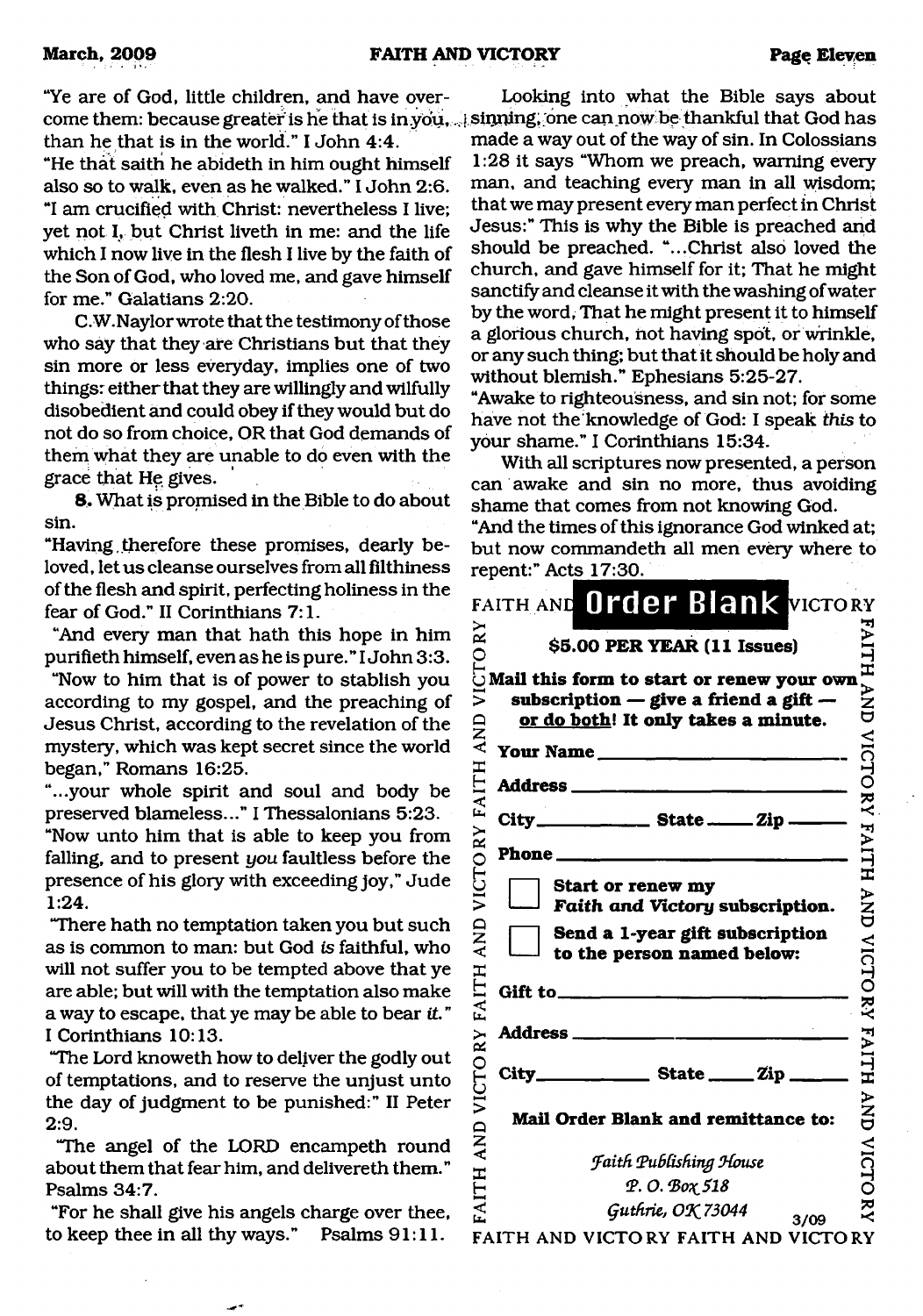"Ye are of God, little children, and have overcome them: because greater is he that is in you, than he that is in the world." I John 4:4.

"He that saith he abideth in him ought himself also so to walk, even as he walked." I John 2:6.

"I am crucified with Christ: nevertheless I live; yet not I, but Christ liveth in me: and the life which I now live in the flesh I live by the faith of the Son of God, who loved me, and gave himself for me." Galatians 2:20.

C.W.Naylor wrote that the testimony of those who say that they are Christians but that they sin more or less everyday, implies one of two things: either that they are willingly and wilfully disobedient and could obey if they would but do not do so from choice, OR that God demands of them what they are unable to do even with the grace that He gives.

**8.** What is promised in the Bible to do about sin.

"Having therefore these promises, dearly beloved, let us cleanse ourselves from all filthiness of the flesh and spirit, perfecting holiness in the fear of God." II Corinthians 7:1.

"And every man that hath this hope in him purifieth himself, even as he is pure." I John 3:3.

"Now to him that is of power to stablish you according to my gospel, and the preaching of Jesus Christ, according to the revelation of the mystery, which was kept secret since the world began," Romans 16:25.

"...your whole spirit and soul and body be preserved blameless..." I Thessalonians 5:23.

"Now unto him that is able to keep you from falling, and to present *you* faultless before the presence of his glory with exceeding joy," Jude 1:24.

"There hath no temptation taken you but such as is common to man: but God *is* faithful, who will not suffer you to be tempted above that ye are able; but will with the temptation also make a way to escape, that ye may be able to bear *it*." I Corinthians 10:13.

"The Lord knoweth how to deliver the godly out of temptations, and to reserve the unjust unto the day of judgment to be punished:" II Peter 2:9.

"The angel of the LORD encampeth round about them that fear him, and delivereth them." Psalms 34:7.

"For he shall give his angels charge over thee, to keep thee in all thy ways." Psalms 91:11.

Looking into what the Bible says about sinning, one can now be thankful that God has made a way out of the way of sin. In Colossians 1:28 it says "Whom we preach, warning every man, and teaching every man in all wisdom; that we may present every man perfect in Christ Jesus:" This is why the Bible is preached and should be preached. "...Christ also loved the church, and gave himself for it; That he might sanctify and cleanse it with the washing of water by the word, That he might present it to himself a glorious church, not having spot, or wrinkle, or any such thing; but that it should be holy and without blemish." Ephesians 5:25-27.

"Awake to righteousness, and sin not; for some have not the knowledge of God: I speak *this* to your shame." I Corinthians 15:34.

With all scriptures now presented, a person can awake and sin no more, thus avoiding shame that comes from not knowing God.

"And the times of this ignorance God winked at; but now commandeth all men every where to repent:" Acts 17:30.

## Order Blank

**$5.00 PER YEAR (11 Issues)**

**Mail this form to start or renew your own subscription — give a friend a gift — or do both! It only takes a minute.**

**Your Name** ____________________

**Address** ____________________

**City** __________ **State** _____ **Zip** _____

**Phone** ____________________

☐ **Start or renew my *Faith and Victory* subscription.**

☐ **Send a 1-year gift subscription to the person named below:**

**Gift to** ____________________

**Address** ____________________

**City** __________ **State** _____ **Zip** _____

**Mail Order Blank and remittance to:**

*Faith Publishing House*
*P. O. Box 518*
*Guthrie, OK 73044*

3/09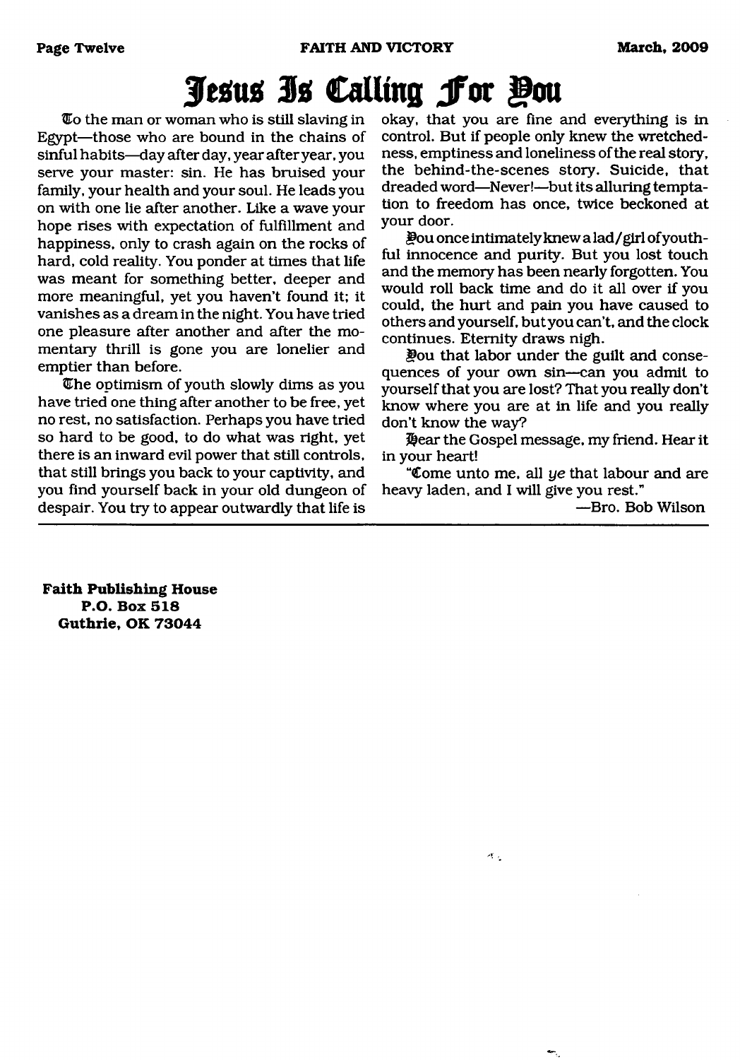# Jesus Is Calling For You

To the man or woman who is still slaving in Egypt—those who are bound in the chains of sinful habits—day after day, year after year, you serve your master: sin. He has bruised your family, your health and your soul. He leads you on with one lie after another. Like a wave your hope rises with expectation of fulfillment and happiness, only to crash again on the rocks of hard, cold reality. You ponder at times that life was meant for something better, deeper and more meaningful, yet you haven't found it; it vanishes as a dream in the night. You have tried one pleasure after another and after the momentary thrill is gone you are lonelier and emptier than before.

The optimism of youth slowly dims as you have tried one thing after another to be free, yet no rest, no satisfaction. Perhaps you have tried so hard to be good, to do what was right, yet there is an inward evil power that still controls, that still brings you back to your captivity, and you find yourself back in your old dungeon of despair. You try to appear outwardly that life is okay, that you are fine and everything is in control. But if people only knew the wretchedness, emptiness and loneliness of the real story, the behind-the-scenes story. Suicide, that dreaded word—Never!—but its alluring temptation to freedom has once, twice beckoned at your door.

You once intimately knew a lad/girl of youthful innocence and purity. But you lost touch and the memory has been nearly forgotten. You would roll back time and do it all over if you could, the hurt and pain you have caused to others and yourself, but you can't, and the clock continues. Eternity draws nigh.

You that labor under the guilt and consequences of your own sin—can you admit to yourself that you are lost? That you really don't know where you are at in life and you really don't know the way?

Hear the Gospel message, my friend. Hear it in your heart!

"Come unto me, all *ye* that labour and are heavy laden, and I will give you rest."

—Bro. Bob Wilson

**Faith Publishing House**
**P.O. Box 518**
**Guthrie, OK 73044**